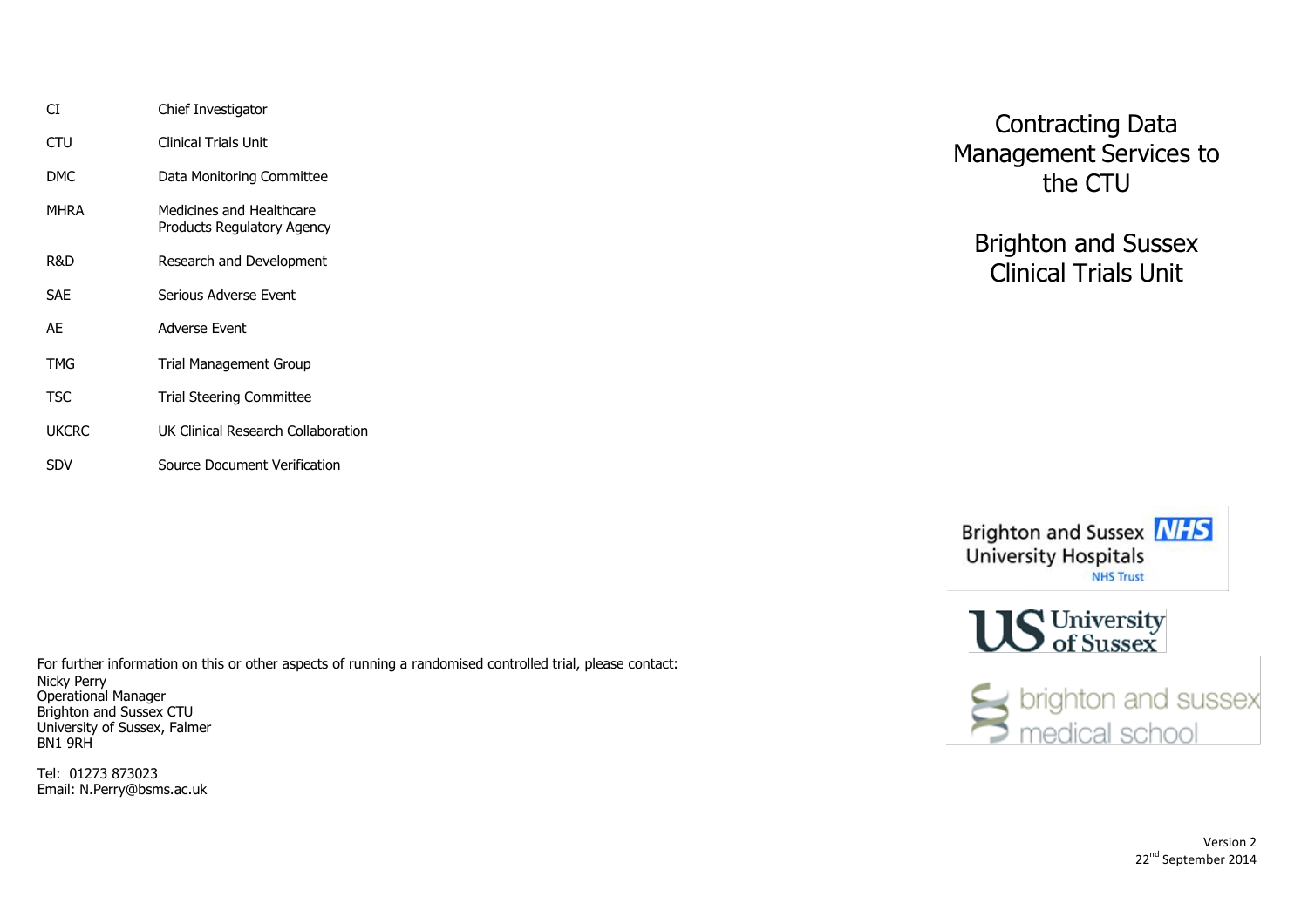| | |
|---|---|
| CI | Chief Investigator |
| CTU | Clinical Trials Unit |
| DMC | Data Monitoring Committee |
| MHRA | Medicines and Healthcare Products Regulatory Agency |
| R&D | Research and Development |
| SAE | Serious Adverse Event |
| AE | Adverse Event |
| TMG | Trial Management Group |
| TSC | Trial Steering Committee |
| UKCRC | UK Clinical Research Collaboration |
| SDV | Source Document Verification |

For further information on this or other aspects of running a randomised controlled trial, please contact:

Nicky Perry
Operational Manager
Brighton and Sussex CTU
University of Sussex, Falmer
BN1 9RH

Tel: 01273 873023
Email: N.Perry@bsms.ac.uk

# Contracting Data Management Services to the CTU

## Brighton and Sussex Clinical Trials Unit

Brighton and Sussex University Hospitals NHS Trust

University of Sussex

brighton and sussex medical school

Version 2
22nd September 2014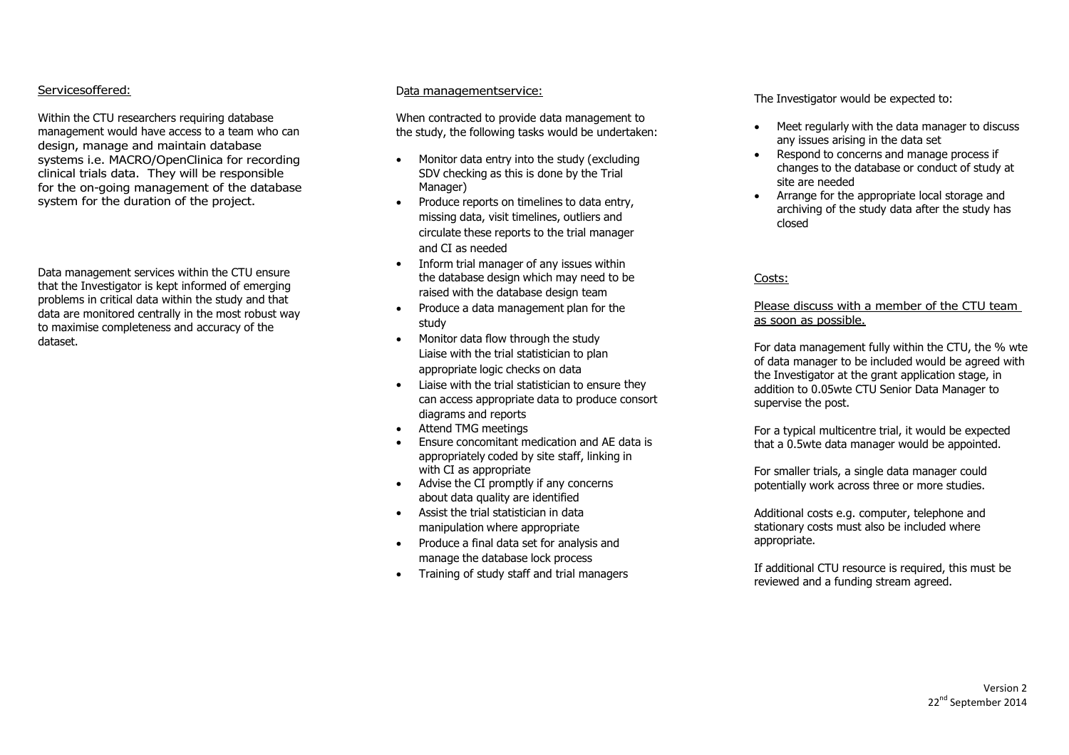## Servicesoffered:

Within the CTU researchers requiring database management would have access to a team who can design, manage and maintain database systems i.e. MACRO/OpenClinica for recording clinical trials data. They will be responsible for the on-going management of the database system for the duration of the project.

Data management services within the CTU ensure that the Investigator is kept informed of emerging problems in critical data within the study and that data are monitored centrally in the most robust way to maximise completeness and accuracy of the dataset.

## Data managementservice:

When contracted to provide data management to the study, the following tasks would be undertaken:

- Monitor data entry into the study (excluding SDV checking as this is done by the Trial Manager)
- Produce reports on timelines to data entry, missing data, visit timelines, outliers and circulate these reports to the trial manager and CI as needed
- Inform trial manager of any issues within the database design which may need to be raised with the database design team
- Produce a data management plan for the study
- Monitor data flow through the study Liaise with the trial statistician to plan appropriate logic checks on data
- Liaise with the trial statistician to ensure they can access appropriate data to produce consort diagrams and reports
- Attend TMG meetings
- Ensure concomitant medication and AE data is appropriately coded by site staff, linking in with CI as appropriate
- Advise the CI promptly if any concerns about data quality are identified
- Assist the trial statistician in data manipulation where appropriate
- Produce a final data set for analysis and manage the database lock process
- Training of study staff and trial managers

The Investigator would be expected to:

- Meet regularly with the data manager to discuss any issues arising in the data set
- Respond to concerns and manage process if changes to the database or conduct of study at site are needed
- Arrange for the appropriate local storage and archiving of the study data after the study has closed

## Costs:

Please discuss with a member of the CTU team as soon as possible.

For data management fully within the CTU, the % wte of data manager to be included would be agreed with the Investigator at the grant application stage, in addition to 0.05wte CTU Senior Data Manager to supervise the post.

For a typical multicentre trial, it would be expected that a 0.5wte data manager would be appointed.

For smaller trials, a single data manager could potentially work across three or more studies.

Additional costs e.g. computer, telephone and stationary costs must also be included where appropriate.

If additional CTU resource is required, this must be reviewed and a funding stream agreed.

Version 2
22nd September 2014